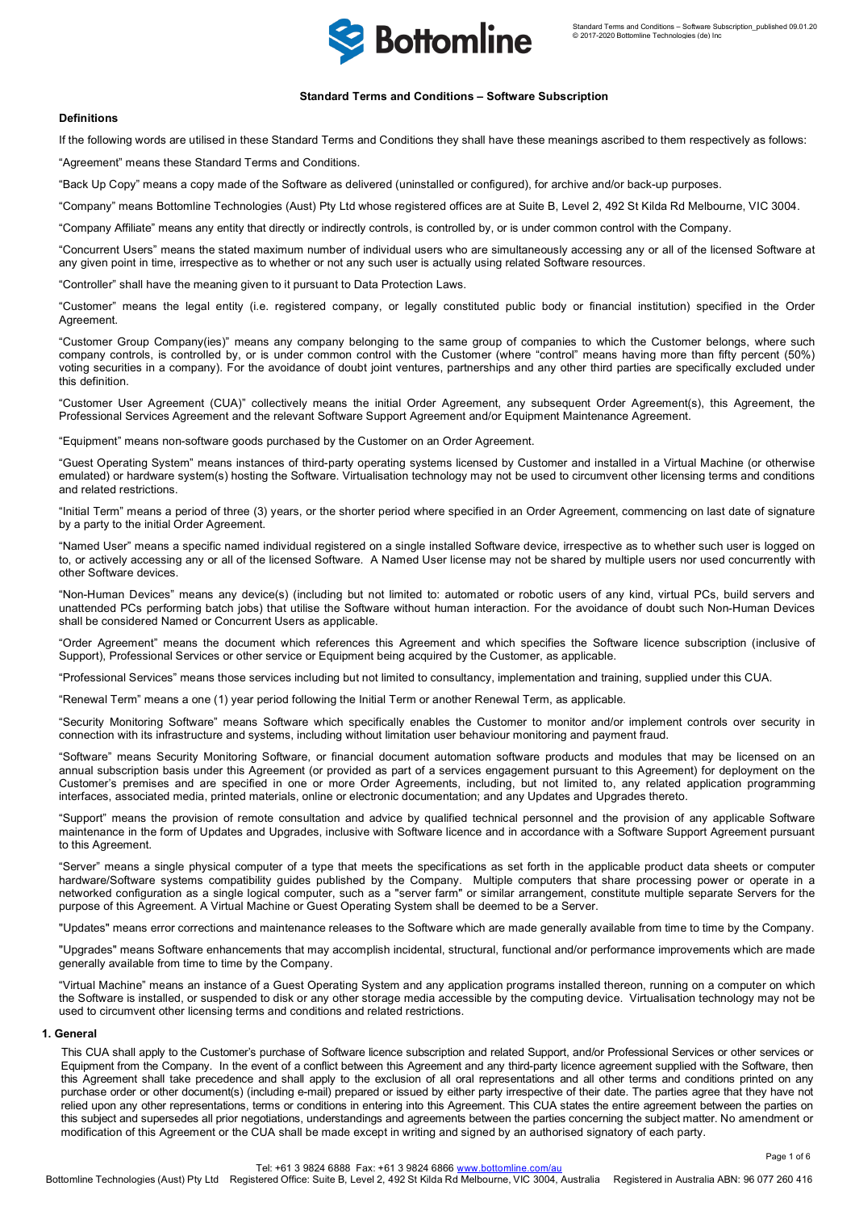## Standard Terms and Conditions – Software Subscription

### Definitions

If the following words are utilised in these Standard Terms and Conditions they shall have these meanings ascribed to them respectively as follows:

"Agreement" means these Standard Terms and Conditions.

"Back Up Copy" means a copy made of the Software as delivered (uninstalled or configured), for archive and/or back-up purposes.

"Company" means Bottomline Technologies (Aust) Pty Ltd whose registered offices are at Suite B, Level 2, 492 St Kilda Rd Melbourne, VIC 3004.

"Company Affiliate" means any entity that directly or indirectly controls, is controlled by, or is under common control with the Company.

"Concurrent Users" means the stated maximum number of individual users who are simultaneously accessing any or all of the licensed Software at any given point in time, irrespective as to whether or not any such user is actually using related Software resources.

"Controller" shall have the meaning given to it pursuant to Data Protection Laws.

"Customer" means the legal entity (i.e. registered company, or legally constituted public body or financial institution) specified in the Order Agreement.

"Customer Group Company(ies)" means any company belonging to the same group of companies to which the Customer belongs, where such company controls, is controlled by, or is under common control with the Customer (where "control" means having more than fifty percent (50%) voting securities in a company). For the avoidance of doubt joint ventures, partnerships and any other third parties are specifically excluded under this definition.

"Customer User Agreement (CUA)" collectively means the initial Order Agreement, any subsequent Order Agreement(s), this Agreement, the Professional Services Agreement and the relevant Software Support Agreement and/or Equipment Maintenance Agreement.

"Equipment" means non-software goods purchased by the Customer on an Order Agreement.

"Guest Operating System" means instances of third-party operating systems licensed by Customer and installed in a Virtual Machine (or otherwise emulated) or hardware system(s) hosting the Software. Virtualisation technology may not be used to circumvent other licensing terms and conditions and related restrictions.

"Initial Term" means a period of three (3) years, or the shorter period where specified in an Order Agreement, commencing on last date of signature by a party to the initial Order Agreement.

"Named User" means a specific named individual registered on a single installed Software device, irrespective as to whether such user is logged on to, or actively accessing any or all of the licensed Software. A Named User license may not be shared by multiple users nor used concurrently with other Software devices.

"Non-Human Devices" means any device(s) (including but not limited to: automated or robotic users of any kind, virtual PCs, build servers and unattended PCs performing batch jobs) that utilise the Software without human interaction. For the avoidance of doubt such Non-Human Devices shall be considered Named or Concurrent Users as applicable.

"Order Agreement" means the document which references this Agreement and which specifies the Software licence subscription (inclusive of Support), Professional Services or other service or Equipment being acquired by the Customer, as applicable.

"Professional Services" means those services including but not limited to consultancy, implementation and training, supplied under this CUA.

"Renewal Term" means a one (1) year period following the Initial Term or another Renewal Term, as applicable.

"Security Monitoring Software" means Software which specifically enables the Customer to monitor and/or implement controls over security in connection with its infrastructure and systems, including without limitation user behaviour monitoring and payment fraud.

"Software" means Security Monitoring Software, or financial document automation software products and modules that may be licensed on an annual subscription basis under this Agreement (or provided as part of a services engagement pursuant to this Agreement) for deployment on the Customer's premises and are specified in one or more Order Agreements, including, but not limited to, any related application programming interfaces, associated media, printed materials, online or electronic documentation; and any Updates and Upgrades thereto.

"Support" means the provision of remote consultation and advice by qualified technical personnel and the provision of any applicable Software maintenance in the form of Updates and Upgrades, inclusive with Software licence and in accordance with a Software Support Agreement pursuant to this Agreement.

"Server" means a single physical computer of a type that meets the specifications as set forth in the applicable product data sheets or computer hardware/Software systems compatibility guides published by the Company. Multiple computers that share processing power or operate in a networked configuration as a single logical computer, such as a "server farm" or similar arrangement, constitute multiple separate Servers for the purpose of this Agreement. A Virtual Machine or Guest Operating System shall be deemed to be a Server.

"Updates" means error corrections and maintenance releases to the Software which are made generally available from time to time by the Company.

"Upgrades" means Software enhancements that may accomplish incidental, structural, functional and/or performance improvements which are made generally available from time to time by the Company.

"Virtual Machine" means an instance of a Guest Operating System and any application programs installed thereon, running on a computer on which the Software is installed, or suspended to disk or any other storage media accessible by the computing device. Virtualisation technology may not be used to circumvent other licensing terms and conditions and related restrictions.

### 1. General

This CUA shall apply to the Customer's purchase of Software licence subscription and related Support, and/or Professional Services or other services or Equipment from the Company. In the event of a conflict between this Agreement and any third-party licence agreement supplied with the Software, then this Agreement shall take precedence and shall apply to the exclusion of all oral representations and all other terms and conditions printed on any purchase order or other document(s) (including e-mail) prepared or issued by either party irrespective of their date. The parties agree that they have not relied upon any other representations, terms or conditions in entering into this Agreement. This CUA states the entire agreement between the parties on this subject and supersedes all prior negotiations, understandings and agreements between the parties concerning the subject matter. No amendment or modification of this Agreement or the CUA shall be made except in writing and signed by an authorised signatory of each party.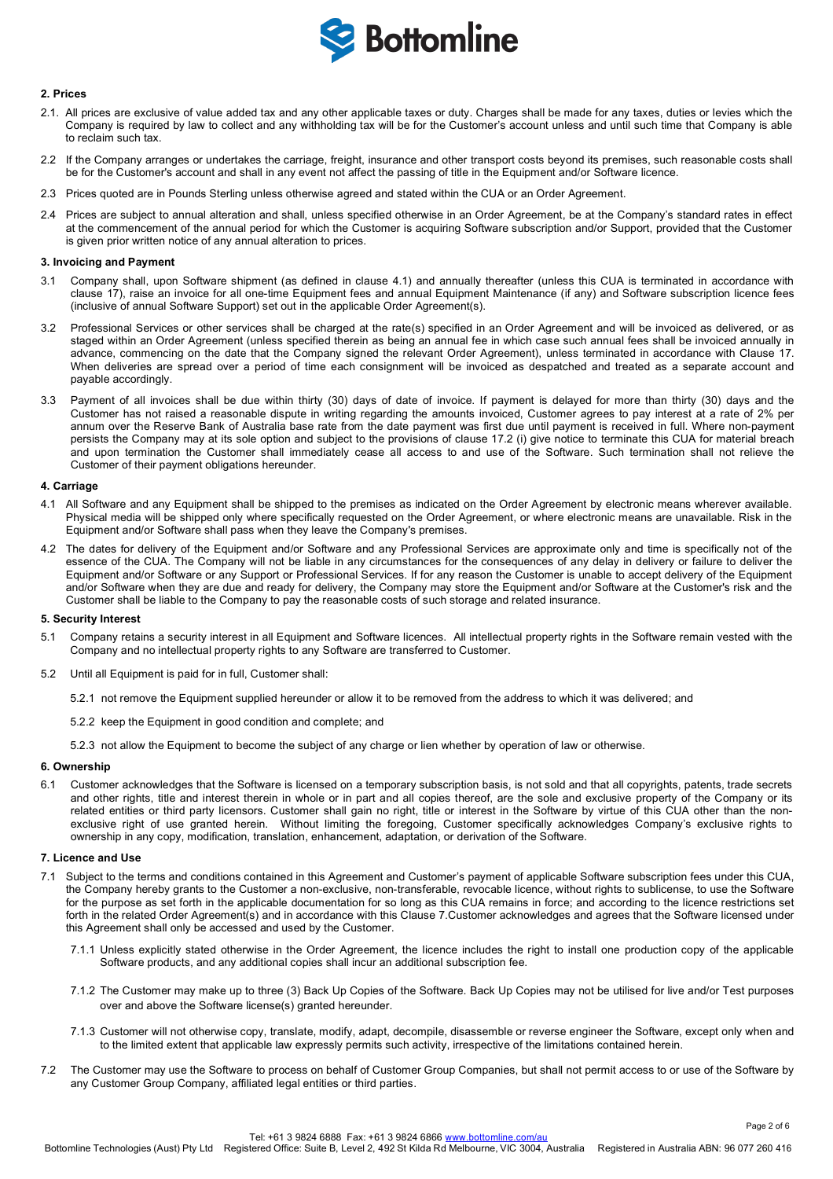### 2. Prices

2.1. All prices are exclusive of value added tax and any other applicable taxes or duty. Charges shall be made for any taxes, duties or levies which the Company is required by law to collect and any withholding tax will be for the Customer's account unless and until such time that Company is able to reclaim such tax.

2.2 If the Company arranges or undertakes the carriage, freight, insurance and other transport costs beyond its premises, such reasonable costs shall be for the Customer's account and shall in any event not affect the passing of title in the Equipment and/or Software licence.

2.3 Prices quoted are in Pounds Sterling unless otherwise agreed and stated within the CUA or an Order Agreement.

2.4 Prices are subject to annual alteration and shall, unless specified otherwise in an Order Agreement, be at the Company's standard rates in effect at the commencement of the annual period for which the Customer is acquiring Software subscription and/or Support, provided that the Customer is given prior written notice of any annual alteration to prices.

### 3. Invoicing and Payment

3.1 Company shall, upon Software shipment (as defined in clause 4.1) and annually thereafter (unless this CUA is terminated in accordance with clause 17), raise an invoice for all one-time Equipment fees and annual Equipment Maintenance (if any) and Software subscription licence fees (inclusive of annual Software Support) set out in the applicable Order Agreement(s).

3.2 Professional Services or other services shall be charged at the rate(s) specified in an Order Agreement and will be invoiced as delivered, or as staged within an Order Agreement (unless specified therein as being an annual fee in which case such annual fees shall be invoiced annually in advance, commencing on the date that the Company signed the relevant Order Agreement), unless terminated in accordance with Clause 17. When deliveries are spread over a period of time each consignment will be invoiced as despatched and treated as a separate account and payable accordingly.

3.3 Payment of all invoices shall be due within thirty (30) days of date of invoice. If payment is delayed for more than thirty (30) days and the Customer has not raised a reasonable dispute in writing regarding the amounts invoiced, Customer agrees to pay interest at a rate of 2% per annum over the Reserve Bank of Australia base rate from the date payment was first due until payment is received in full. Where non-payment persists the Company may at its sole option and subject to the provisions of clause 17.2 (i) give notice to terminate this CUA for material breach and upon termination the Customer shall immediately cease all access to and use of the Software. Such termination shall not relieve the Customer of their payment obligations hereunder.

### 4. Carriage

4.1 All Software and any Equipment shall be shipped to the premises as indicated on the Order Agreement by electronic means wherever available. Physical media will be shipped only where specifically requested on the Order Agreement, or where electronic means are unavailable. Risk in the Equipment and/or Software shall pass when they leave the Company's premises.

4.2 The dates for delivery of the Equipment and/or Software and any Professional Services are approximate only and time is specifically not of the essence of the CUA. The Company will not be liable in any circumstances for the consequences of any delay in delivery or failure to deliver the Equipment and/or Software or any Support or Professional Services. If for any reason the Customer is unable to accept delivery of the Equipment and/or Software when they are due and ready for delivery, the Company may store the Equipment and/or Software at the Customer's risk and the Customer shall be liable to the Company to pay the reasonable costs of such storage and related insurance.

### 5. Security Interest

5.1 Company retains a security interest in all Equipment and Software licences. All intellectual property rights in the Software remain vested with the Company and no intellectual property rights to any Software are transferred to Customer.

5.2 Until all Equipment is paid for in full, Customer shall:

5.2.1 not remove the Equipment supplied hereunder or allow it to be removed from the address to which it was delivered; and

5.2.2 keep the Equipment in good condition and complete; and

5.2.3 not allow the Equipment to become the subject of any charge or lien whether by operation of law or otherwise.

### 6. Ownership

6.1 Customer acknowledges that the Software is licensed on a temporary subscription basis, is not sold and that all copyrights, patents, trade secrets and other rights, title and interest therein in whole or in part and all copies thereof, are the sole and exclusive property of the Company or its related entities or third party licensors. Customer shall gain no right, title or interest in the Software by virtue of this CUA other than the non-exclusive right of use granted herein. Without limiting the foregoing, Customer specifically acknowledges Company's exclusive rights to ownership in any copy, modification, translation, enhancement, adaptation, or derivation of the Software.

### 7. Licence and Use

7.1 Subject to the terms and conditions contained in this Agreement and Customer's payment of applicable Software subscription fees under this CUA, the Company hereby grants to the Customer a non-exclusive, non-transferable, revocable licence, without rights to sublicense, to use the Software for the purpose as set forth in the applicable documentation for so long as this CUA remains in force; and according to the licence restrictions set forth in the related Order Agreement(s) and in accordance with this Clause 7.Customer acknowledges and agrees that the Software licensed under this Agreement shall only be accessed and used by the Customer.

7.1.1 Unless explicitly stated otherwise in the Order Agreement, the licence includes the right to install one production copy of the applicable Software products, and any additional copies shall incur an additional subscription fee.

7.1.2 The Customer may make up to three (3) Back Up Copies of the Software. Back Up Copies may not be utilised for live and/or Test purposes over and above the Software license(s) granted hereunder.

7.1.3 Customer will not otherwise copy, translate, modify, adapt, decompile, disassemble or reverse engineer the Software, except only when and to the limited extent that applicable law expressly permits such activity, irrespective of the limitations contained herein.

7.2 The Customer may use the Software to process on behalf of Customer Group Companies, but shall not permit access to or use of the Software by any Customer Group Company, affiliated legal entities or third parties.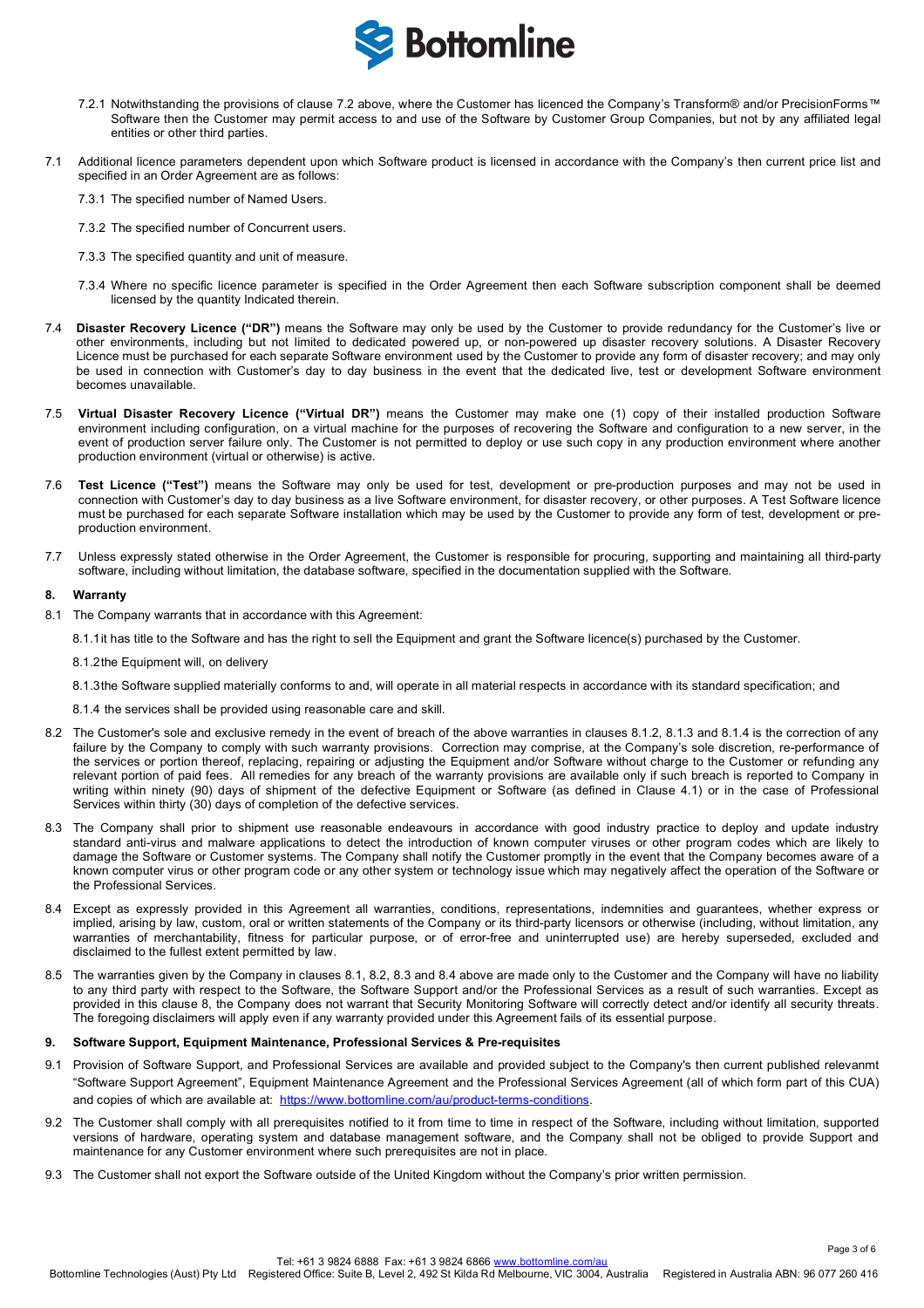7.2.1 Notwithstanding the provisions of clause 7.2 above, where the Customer has licenced the Company's Transform® and/or PrecisionForms™ Software then the Customer may permit access to and use of the Software by Customer Group Companies, but not by any affiliated legal entities or other third parties.

7.1 Additional licence parameters dependent upon which Software product is licensed in accordance with the Company's then current price list and specified in an Order Agreement are as follows:

7.3.1 The specified number of Named Users.

7.3.2 The specified number of Concurrent users.

7.3.3 The specified quantity and unit of measure.

7.3.4 Where no specific licence parameter is specified in the Order Agreement then each Software subscription component shall be deemed licensed by the quantity Indicated therein.

7.4 **Disaster Recovery Licence ("DR")** means the Software may only be used by the Customer to provide redundancy for the Customer's live or other environments, including but not limited to dedicated powered up, or non-powered up disaster recovery solutions. A Disaster Recovery Licence must be purchased for each separate Software environment used by the Customer to provide any form of disaster recovery; and may only be used in connection with Customer's day to day business in the event that the dedicated live, test or development Software environment becomes unavailable.

7.5 **Virtual Disaster Recovery Licence ("Virtual DR")** means the Customer may make one (1) copy of their installed production Software environment including configuration, on a virtual machine for the purposes of recovering the Software and configuration to a new server, in the event of production server failure only. The Customer is not permitted to deploy or use such copy in any production environment where another production environment (virtual or otherwise) is active.

7.6 **Test Licence ("Test")** means the Software may only be used for test, development or pre-production purposes and may not be used in connection with Customer's day to day business as a live Software environment, for disaster recovery, or other purposes. A Test Software licence must be purchased for each separate Software installation which may be used by the Customer to provide any form of test, development or pre-production environment.

7.7 Unless expressly stated otherwise in the Order Agreement, the Customer is responsible for procuring, supporting and maintaining all third-party software, including without limitation, the database software, specified in the documentation supplied with the Software.

## 8. Warranty

8.1 The Company warrants that in accordance with this Agreement:

8.1.1 it has title to the Software and has the right to sell the Equipment and grant the Software licence(s) purchased by the Customer.

8.1.2 the Equipment will, on delivery

8.1.3 the Software supplied materially conforms to and, will operate in all material respects in accordance with its standard specification; and

8.1.4 the services shall be provided using reasonable care and skill.

8.2 The Customer's sole and exclusive remedy in the event of breach of the above warranties in clauses 8.1.2, 8.1.3 and 8.1.4 is the correction of any failure by the Company to comply with such warranty provisions. Correction may comprise, at the Company's sole discretion, re-performance of the services or portion thereof, replacing, repairing or adjusting the Equipment and/or Software without charge to the Customer or refunding any relevant portion of paid fees. All remedies for any breach of the warranty provisions are available only if such breach is reported to Company in writing within ninety (90) days of shipment of the defective Equipment or Software (as defined in Clause 4.1) or in the case of Professional Services within thirty (30) days of completion of the defective services.

8.3 The Company shall prior to shipment use reasonable endeavours in accordance with good industry practice to deploy and update industry standard anti-virus and malware applications to detect the introduction of known computer viruses or other program codes which are likely to damage the Software or Customer systems. The Company shall notify the Customer promptly in the event that the Company becomes aware of a known computer virus or other program code or any other system or technology issue which may negatively affect the operation of the Software or the Professional Services.

8.4 Except as expressly provided in this Agreement all warranties, conditions, representations, indemnities and guarantees, whether express or implied, arising by law, custom, oral or written statements of the Company or its third-party licensors or otherwise (including, without limitation, any warranties of merchantability, fitness for particular purpose, or of error-free and uninterrupted use) are hereby superseded, excluded and disclaimed to the fullest extent permitted by law.

8.5 The warranties given by the Company in clauses 8.1, 8.2, 8.3 and 8.4 above are made only to the Customer and the Company will have no liability to any third party with respect to the Software, the Software Support and/or the Professional Services as a result of such warranties. Except as provided in this clause 8, the Company does not warrant that Security Monitoring Software will correctly detect and/or identify all security threats. The foregoing disclaimers will apply even if any warranty provided under this Agreement fails of its essential purpose.

## 9. Software Support, Equipment Maintenance, Professional Services & Pre-requisites

9.1 Provision of Software Support, and Professional Services are available and provided subject to the Company's then current published relevanmt "Software Support Agreement", Equipment Maintenance Agreement and the Professional Services Agreement (all of which form part of this CUA) and copies of which are available at: https://www.bottomline.com/au/product-terms-conditions.

9.2 The Customer shall comply with all prerequisites notified to it from time to time in respect of the Software, including without limitation, supported versions of hardware, operating system and database management software, and the Company shall not be obliged to provide Support and maintenance for any Customer environment where such prerequisites are not in place.

9.3 The Customer shall not export the Software outside of the United Kingdom without the Company's prior written permission.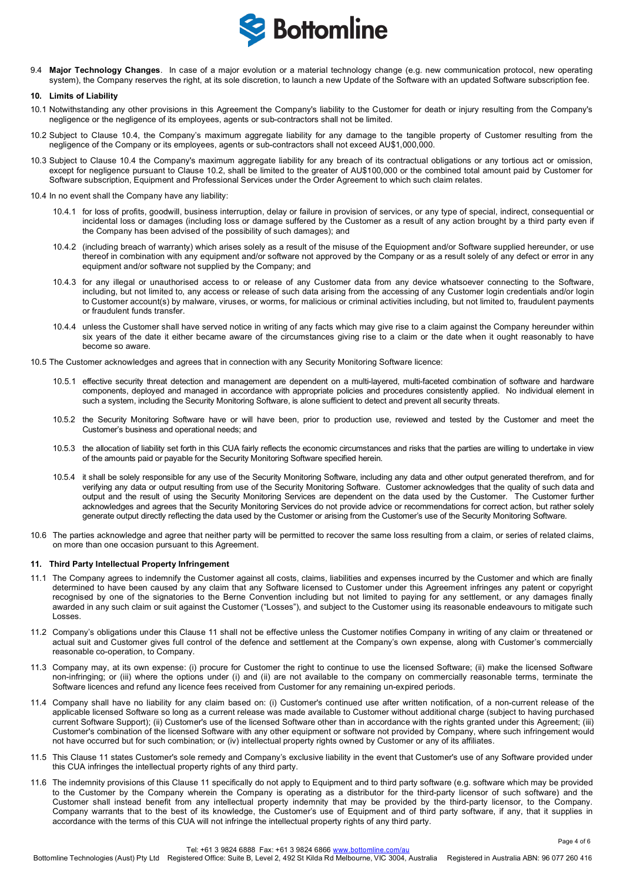9.4 **Major Technology Changes**. In case of a major evolution or a material technology change (e.g. new communication protocol, new operating system), the Company reserves the right, at its sole discretion, to launch a new Update of the Software with an updated Software subscription fee.

## 10. Limits of Liability

10.1 Notwithstanding any other provisions in this Agreement the Company's liability to the Customer for death or injury resulting from the Company's negligence or the negligence of its employees, agents or sub-contractors shall not be limited.

10.2 Subject to Clause 10.4, the Company's maximum aggregate liability for any damage to the tangible property of Customer resulting from the negligence of the Company or its employees, agents or sub-contractors shall not exceed AU$1,000,000.

10.3 Subject to Clause 10.4 the Company's maximum aggregate liability for any breach of its contractual obligations or any tortious act or omission, except for negligence pursuant to Clause 10.2, shall be limited to the greater of AU$100,000 or the combined total amount paid by Customer for Software subscription, Equipment and Professional Services under the Order Agreement to which such claim relates.

10.4 In no event shall the Company have any liability:

10.4.1 for loss of profits, goodwill, business interruption, delay or failure in provision of services, or any type of special, indirect, consequential or incidental loss or damages (including loss or damage suffered by the Customer as a result of any action brought by a third party even if the Company has been advised of the possibility of such damages); and

10.4.2 (including breach of warranty) which arises solely as a result of the misuse of the Equiopment and/or Software supplied hereunder, or use thereof in combination with any equipment and/or software not approved by the Company or as a result solely of any defect or error in any equipment and/or software not supplied by the Company; and

10.4.3 for any illegal or unauthorised access to or release of any Customer data from any device whatsoever connecting to the Software, including, but not limited to, any access or release of such data arising from the accessing of any Customer login credentials and/or login to Customer account(s) by malware, viruses, or worms, for malicious or criminal activities including, but not limited to, fraudulent payments or fraudulent funds transfer.

10.4.4 unless the Customer shall have served notice in writing of any facts which may give rise to a claim against the Company hereunder within six years of the date it either became aware of the circumstances giving rise to a claim or the date when it ought reasonably to have become so aware.

10.5 The Customer acknowledges and agrees that in connection with any Security Monitoring Software licence:

10.5.1 effective security threat detection and management are dependent on a multi-layered, multi-faceted combination of software and hardware components, deployed and managed in accordance with appropriate policies and procedures consistently applied. No individual element in such a system, including the Security Monitoring Software, is alone sufficient to detect and prevent all security threats.

10.5.2 the Security Monitoring Software have or will have been, prior to production use, reviewed and tested by the Customer and meet the Customer's business and operational needs; and

10.5.3 the allocation of liability set forth in this CUA fairly reflects the economic circumstances and risks that the parties are willing to undertake in view of the amounts paid or payable for the Security Monitoring Software specified herein.

10.5.4 it shall be solely responsible for any use of the Security Monitoring Software, including any data and other output generated therefrom, and for verifying any data or output resulting from use of the Security Monitoring Software. Customer acknowledges that the quality of such data and output and the result of using the Security Monitoring Services are dependent on the data used by the Customer. The Customer further acknowledges and agrees that the Security Monitoring Services do not provide advice or recommendations for correct action, but rather solely generate output directly reflecting the data used by the Customer or arising from the Customer's use of the Security Monitoring Software.

10.6 The parties acknowledge and agree that neither party will be permitted to recover the same loss resulting from a claim, or series of related claims, on more than one occasion pursuant to this Agreement.

## 11. Third Party Intellectual Property Infringement

11.1 The Company agrees to indemnify the Customer against all costs, claims, liabilities and expenses incurred by the Customer and which are finally determined to have been caused by any claim that any Software licensed to Customer under this Agreement infringes any patent or copyright recognised by one of the signatories to the Berne Convention including but not limited to paying for any settlement, or any damages finally awarded in any such claim or suit against the Customer ("Losses"), and subject to the Customer using its reasonable endeavours to mitigate such Losses.

11.2 Company's obligations under this Clause 11 shall not be effective unless the Customer notifies Company in writing of any claim or threatened or actual suit and Customer gives full control of the defence and settlement at the Company's own expense, along with Customer's commercially reasonable co-operation, to Company.

11.3 Company may, at its own expense: (i) procure for Customer the right to continue to use the licensed Software; (ii) make the licensed Software non-infringing; or (iii) where the options under (i) and (ii) are not available to the company on commercially reasonable terms, terminate the Software licences and refund any licence fees received from Customer for any remaining un-expired periods.

11.4 Company shall have no liability for any claim based on: (i) Customer's continued use after written notification, of a non-current release of the applicable licensed Software so long as a current release was made available to Customer without additional charge (subject to having purchased current Software Support); (ii) Customer's use of the licensed Software other than in accordance with the rights granted under this Agreement; (iii) Customer's combination of the licensed Software with any other equipment or software not provided by Company, where such infringement would not have occurred but for such combination; or (iv) intellectual property rights owned by Customer or any of its affiliates.

11.5 This Clause 11 states Customer's sole remedy and Company's exclusive liability in the event that Customer's use of any Software provided under this CUA infringes the intellectual property rights of any third party.

11.6 The indemnity provisions of this Clause 11 specifically do not apply to Equipment and to third party software (e.g. software which may be provided to the Customer by the Company wherein the Company is operating as a distributor for the third-party licensor of such software) and the Customer shall instead benefit from any intellectual property indemnity that may be provided by the third-party licensor, to the Company. Company warrants that to the best of its knowledge, the Customer's use of Equipment and of third party software, if any, that it supplies in accordance with the terms of this CUA will not infringe the intellectual property rights of any third party.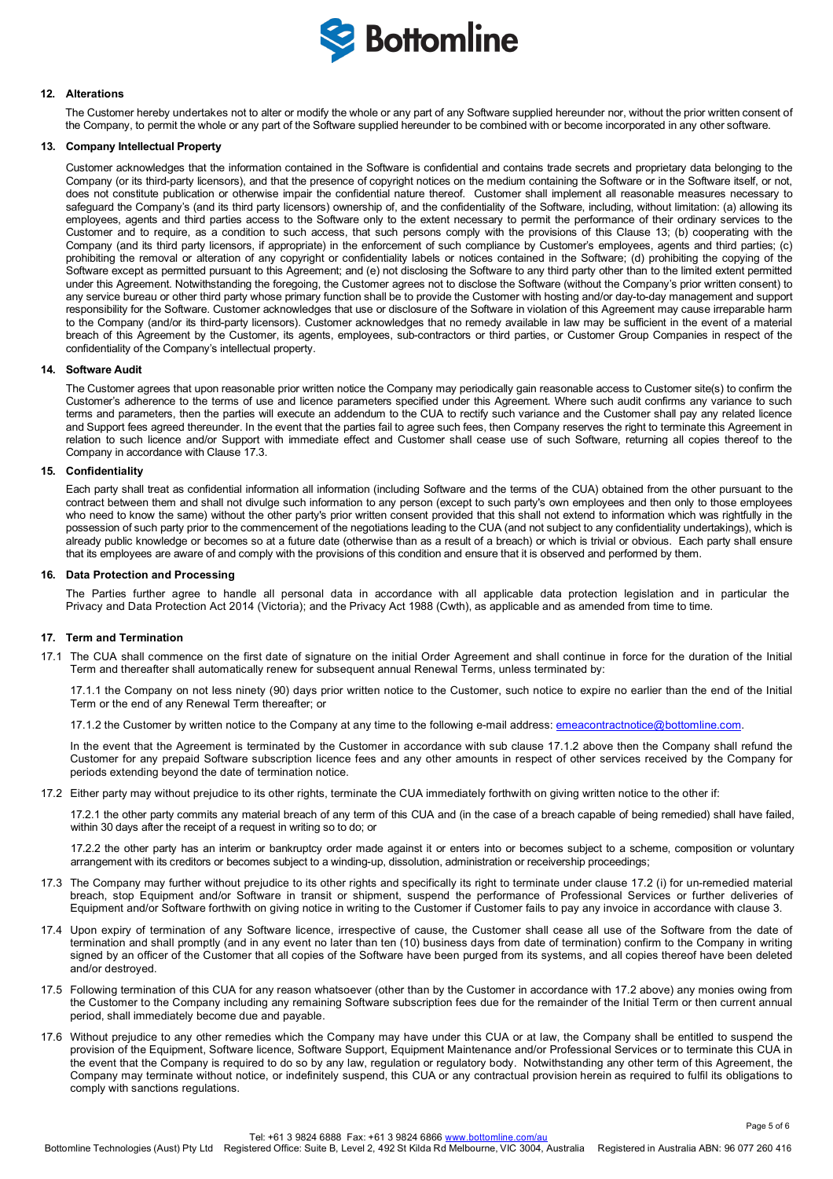**12. Alterations**

The Customer hereby undertakes not to alter or modify the whole or any part of any Software supplied hereunder nor, without the prior written consent of the Company, to permit the whole or any part of the Software supplied hereunder to be combined with or become incorporated in any other software.

**13. Company Intellectual Property**

Customer acknowledges that the information contained in the Software is confidential and contains trade secrets and proprietary data belonging to the Company (or its third-party licensors), and that the presence of copyright notices on the medium containing the Software or in the Software itself, or not, does not constitute publication or otherwise impair the confidential nature thereof. Customer shall implement all reasonable measures necessary to safeguard the Company's (and its third party licensors) ownership of, and the confidentiality of the Software, including, without limitation: (a) allowing its employees, agents and third parties access to the Software only to the extent necessary to permit the performance of their ordinary services to the Customer and to require, as a condition to such access, that such persons comply with the provisions of this Clause 13; (b) cooperating with the Company (and its third party licensors, if appropriate) in the enforcement of such compliance by Customer's employees, agents and third parties; (c) prohibiting the removal or alteration of any copyright or confidentiality labels or notices contained in the Software; (d) prohibiting the copying of the Software except as permitted pursuant to this Agreement; and (e) not disclosing the Software to any third party other than to the limited extent permitted under this Agreement. Notwithstanding the foregoing, the Customer agrees not to disclose the Software (without the Company's prior written consent) to any service bureau or other third party whose primary function shall be to provide the Customer with hosting and/or day-to-day management and support responsibility for the Software. Customer acknowledges that use or disclosure of the Software in violation of this Agreement may cause irreparable harm to the Company (and/or its third-party licensors). Customer acknowledges that no remedy available in law may be sufficient in the event of a material breach of this Agreement by the Customer, its agents, employees, sub-contractors or third parties, or Customer Group Companies in respect of the confidentiality of the Company's intellectual property.

**14. Software Audit**

The Customer agrees that upon reasonable prior written notice the Company may periodically gain reasonable access to Customer site(s) to confirm the Customer's adherence to the terms of use and licence parameters specified under this Agreement. Where such audit confirms any variance to such terms and parameters, then the parties will execute an addendum to the CUA to rectify such variance and the Customer shall pay any related licence and Support fees agreed thereunder. In the event that the parties fail to agree such fees, then Company reserves the right to terminate this Agreement in relation to such licence and/or Support with immediate effect and Customer shall cease use of such Software, returning all copies thereof to the Company in accordance with Clause 17.3.

**15. Confidentiality**

Each party shall treat as confidential information all information (including Software and the terms of the CUA) obtained from the other pursuant to the contract between them and shall not divulge such information to any person (except to such party's own employees and then only to those employees who need to know the same) without the other party's prior written consent provided that this shall not extend to information which was rightfully in the possession of such party prior to the commencement of the negotiations leading to the CUA (and not subject to any confidentiality undertakings), which is already public knowledge or becomes so at a future date (otherwise than as a result of a breach) or which is trivial or obvious. Each party shall ensure that its employees are aware of and comply with the provisions of this condition and ensure that it is observed and performed by them.

**16. Data Protection and Processing**

The Parties further agree to handle all personal data in accordance with all applicable data protection legislation and in particular the Privacy and Data Protection Act 2014 (Victoria); and the Privacy Act 1988 (Cwth), as applicable and as amended from time to time.

**17. Term and Termination**

17.1 The CUA shall commence on the first date of signature on the initial Order Agreement and shall continue in force for the duration of the Initial Term and thereafter shall automatically renew for subsequent annual Renewal Terms, unless terminated by:

17.1.1 the Company on not less ninety (90) days prior written notice to the Customer, such notice to expire no earlier than the end of the Initial Term or the end of any Renewal Term thereafter; or

17.1.2 the Customer by written notice to the Company at any time to the following e-mail address: emeacontractnotice@bottomline.com.

In the event that the Agreement is terminated by the Customer in accordance with sub clause 17.1.2 above then the Company shall refund the Customer for any prepaid Software subscription licence fees and any other amounts in respect of other services received by the Company for periods extending beyond the date of termination notice.

17.2 Either party may without prejudice to its other rights, terminate the CUA immediately forthwith on giving written notice to the other if:

17.2.1 the other party commits any material breach of any term of this CUA and (in the case of a breach capable of being remedied) shall have failed, within 30 days after the receipt of a request in writing so to do; or

17.2.2 the other party has an interim or bankruptcy order made against it or enters into or becomes subject to a scheme, composition or voluntary arrangement with its creditors or becomes subject to a winding-up, dissolution, administration or receivership proceedings;

17.3 The Company may further without prejudice to its other rights and specifically its right to terminate under clause 17.2 (i) for un-remedied material breach, stop Equipment and/or Software in transit or shipment, suspend the performance of Professional Services or further deliveries of Equipment and/or Software forthwith on giving notice in writing to the Customer if Customer fails to pay any invoice in accordance with clause 3.

17.4 Upon expiry of termination of any Software licence, irrespective of cause, the Customer shall cease all use of the Software from the date of termination and shall promptly (and in any event no later than ten (10) business days from date of termination) confirm to the Company in writing signed by an officer of the Customer that all copies of the Software have been purged from its systems, and all copies thereof have been deleted and/or destroyed.

17.5 Following termination of this CUA for any reason whatsoever (other than by the Customer in accordance with 17.2 above) any monies owing from the Customer to the Company including any remaining Software subscription fees due for the remainder of the Initial Term or then current annual period, shall immediately become due and payable.

17.6 Without prejudice to any other remedies which the Company may have under this CUA or at law, the Company shall be entitled to suspend the provision of the Equipment, Software licence, Software Support, Equipment Maintenance and/or Professional Services or to terminate this CUA in the event that the Company is required to do so by any law, regulation or regulatory body. Notwithstanding any other term of this Agreement, the Company may terminate without notice, or indefinitely suspend, this CUA or any contractual provision herein as required to fulfil its obligations to comply with sanctions regulations.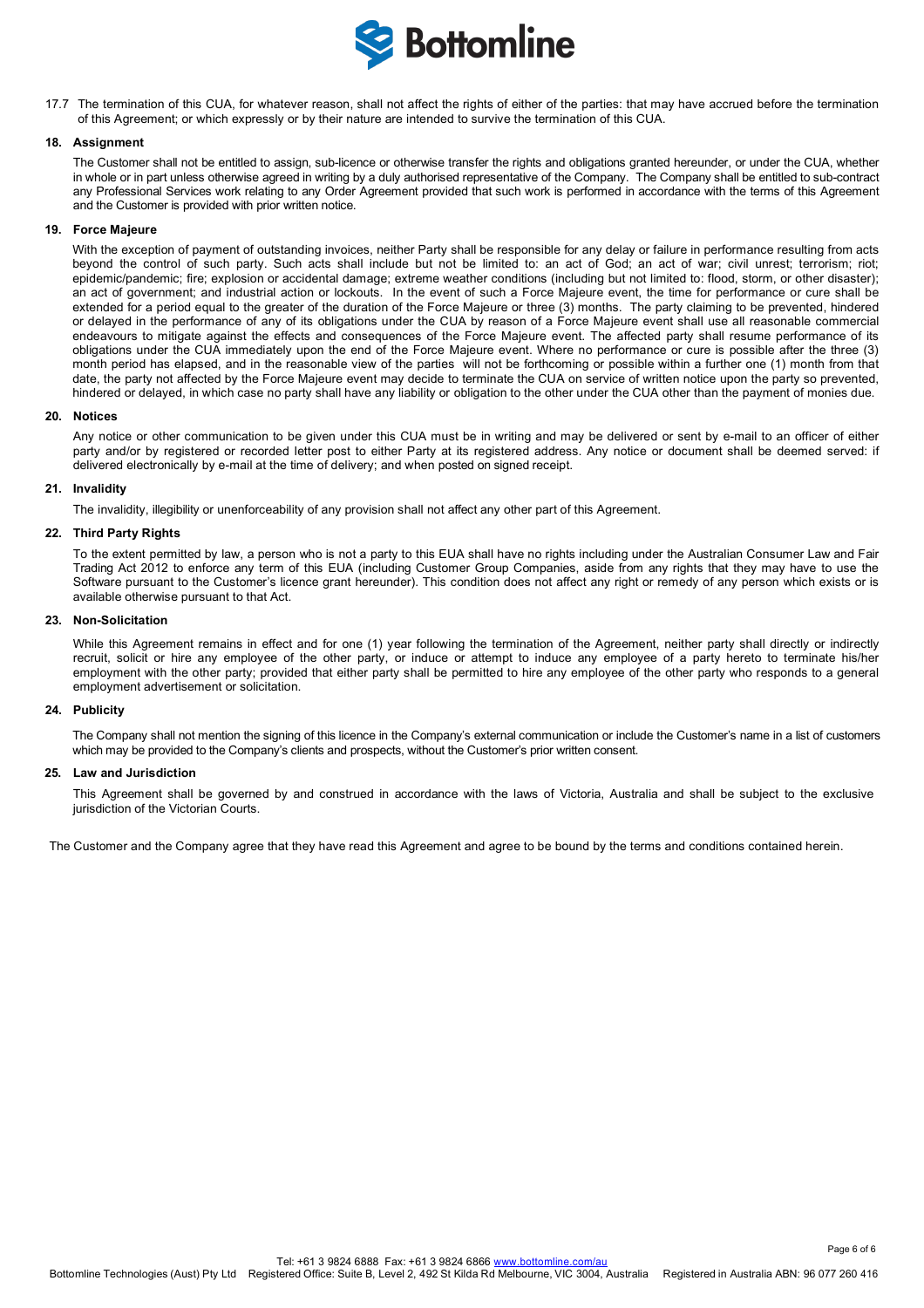17.7 The termination of this CUA, for whatever reason, shall not affect the rights of either of the parties: that may have accrued before the termination of this Agreement; or which expressly or by their nature are intended to survive the termination of this CUA.

**18. Assignment**

The Customer shall not be entitled to assign, sub-licence or otherwise transfer the rights and obligations granted hereunder, or under the CUA, whether in whole or in part unless otherwise agreed in writing by a duly authorised representative of the Company. The Company shall be entitled to sub-contract any Professional Services work relating to any Order Agreement provided that such work is performed in accordance with the terms of this Agreement and the Customer is provided with prior written notice.

**19. Force Majeure**

With the exception of payment of outstanding invoices, neither Party shall be responsible for any delay or failure in performance resulting from acts beyond the control of such party. Such acts shall include but not be limited to: an act of God; an act of war; civil unrest; terrorism; riot; epidemic/pandemic; fire; explosion or accidental damage; extreme weather conditions (including but not limited to: flood, storm, or other disaster); an act of government; and industrial action or lockouts. In the event of such a Force Majeure event, the time for performance or cure shall be extended for a period equal to the greater of the duration of the Force Majeure or three (3) months. The party claiming to be prevented, hindered or delayed in the performance of any of its obligations under the CUA by reason of a Force Majeure event shall use all reasonable commercial endeavours to mitigate against the effects and consequences of the Force Majeure event. The affected party shall resume performance of its obligations under the CUA immediately upon the end of the Force Majeure event. Where no performance or cure is possible after the three (3) month period has elapsed, and in the reasonable view of the parties will not be forthcoming or possible within a further one (1) month from that date, the party not affected by the Force Majeure event may decide to terminate the CUA on service of written notice upon the party so prevented, hindered or delayed, in which case no party shall have any liability or obligation to the other under the CUA other than the payment of monies due.

**20. Notices**

Any notice or other communication to be given under this CUA must be in writing and may be delivered or sent by e-mail to an officer of either party and/or by registered or recorded letter post to either Party at its registered address. Any notice or document shall be deemed served: if delivered electronically by e-mail at the time of delivery; and when posted on signed receipt.

**21. Invalidity**

The invalidity, illegibility or unenforceability of any provision shall not affect any other part of this Agreement.

**22. Third Party Rights**

To the extent permitted by law, a person who is not a party to this EUA shall have no rights including under the Australian Consumer Law and Fair Trading Act 2012 to enforce any term of this EUA (including Customer Group Companies, aside from any rights that they may have to use the Software pursuant to the Customer's licence grant hereunder). This condition does not affect any right or remedy of any person which exists or is available otherwise pursuant to that Act.

**23. Non-Solicitation**

While this Agreement remains in effect and for one (1) year following the termination of the Agreement, neither party shall directly or indirectly recruit, solicit or hire any employee of the other party, or induce or attempt to induce any employee of a party hereto to terminate his/her employment with the other party; provided that either party shall be permitted to hire any employee of the other party who responds to a general employment advertisement or solicitation.

**24. Publicity**

The Company shall not mention the signing of this licence in the Company's external communication or include the Customer's name in a list of customers which may be provided to the Company's clients and prospects, without the Customer's prior written consent.

**25. Law and Jurisdiction**

This Agreement shall be governed by and construed in accordance with the laws of Victoria, Australia and shall be subject to the exclusive jurisdiction of the Victorian Courts.

The Customer and the Company agree that they have read this Agreement and agree to be bound by the terms and conditions contained herein.